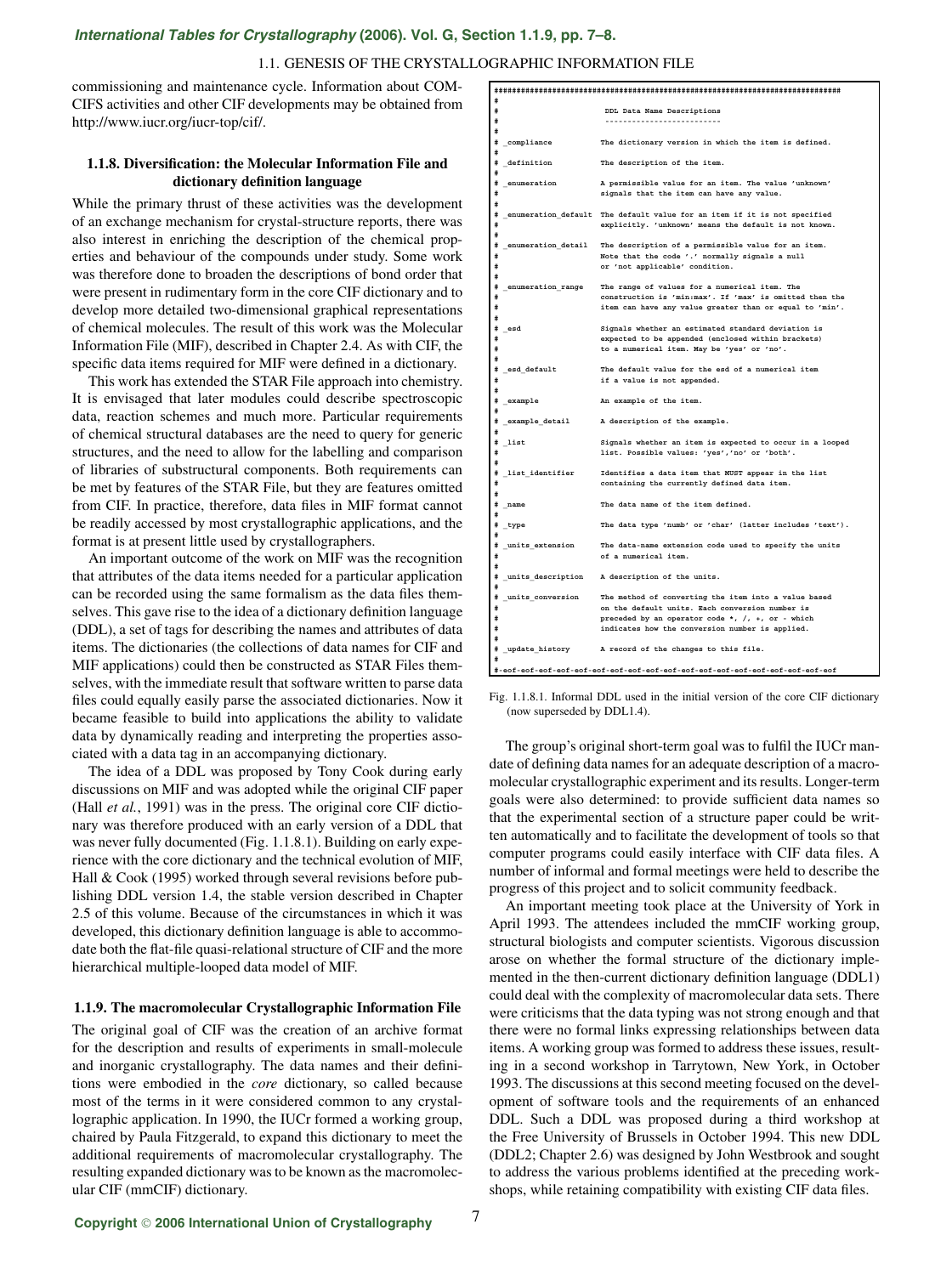commissioning and maintenance cycle. Information about COMCIFS activities and other CIF developments may be obtained from http://www.iucr.org/iucr-top/cif/.

### 1.1.8. Diversification: the Molecular Information File and dictionary definition language

While the primary thrust of these activities was the development of an exchange mechanism for crystal-structure reports, there was also interest in enriching the description of the chemical properties and behaviour of the compounds under study. Some work was therefore done to broaden the descriptions of bond order that were present in rudimentary form in the core CIF dictionary and to develop more detailed two-dimensional graphical representations of chemical molecules. The result of this work was the Molecular Information File (MIF), described in Chapter 2.4. As with CIF, the specific data items required for MIF were defined in a dictionary.

This work has extended the STAR File approach into chemistry. It is envisaged that later modules could describe spectroscopic data, reaction schemes and much more. Particular requirements of chemical structural databases are the need to query for generic structures, and the need to allow for the labelling and comparison of libraries of substructural components. Both requirements can be met by features of the STAR File, but they are features omitted from CIF. In practice, therefore, data files in MIF format cannot be readily accessed by most crystallographic applications, and the format is at present little used by crystallographers.

An important outcome of the work on MIF was the recognition that attributes of the data items needed for a particular application can be recorded using the same formalism as the data files themselves. This gave rise to the idea of a dictionary definition language (DDL), a set of tags for describing the names and attributes of data items. The dictionaries (the collections of data names for CIF and MIF applications) could then be constructed as STAR Files themselves, with the immediate result that software written to parse data files could equally easily parse the associated dictionaries. Now it became feasible to build into applications the ability to validate data by dynamically reading and interpreting the properties associated with a data tag in an accompanying dictionary.

The idea of a DDL was proposed by Tony Cook during early discussions on MIF and was adopted while the original CIF paper (Hall *et al.*, 1991) was in the press. The original core CIF dictionary was therefore produced with an early version of a DDL that was never fully documented (Fig. 1.1.8.1). Building on early experience with the core dictionary and the technical evolution of MIF, Hall & Cook (1995) worked through several revisions before publishing DDL version 1.4, the stable version described in Chapter 2.5 of this volume. Because of the circumstances in which it was developed, this dictionary definition language is able to accommodate both the flat-file quasi-relational structure of CIF and the more hierarchical multiple-looped data model of MIF.

```
###############################################################################
#
#                         DDL Data Name Descriptions
#                         --------------------------
#
# _compliance          The dictionary version in which the item is defined.
#
# _definition          The description of the item.
#
# _enumeration         A permissible value for an item. The value 'unknown'
#                      signals that the item can have any value.
#
# _enumeration_default The default value for an item if it is not specified
#                      explicitly. 'unknown' means the default is not known.
#
# _enumeration_detail  The description of a permissible value for an item.
#                      Note that the code '.' normally signals a null
#                      or 'not applicable' condition.
#
# _enumeration_range   The range of values for a numerical item. The
#                      construction is 'min:max'. If 'max' is omitted then the
#                      item can have any value greater than or equal to 'min'.
#
# _esd                 Signals whether an estimated standard deviation is
#                      expected to be appended (enclosed within brackets)
#                      to a numerical item. May be 'yes' or 'no'.
#
# _esd_default         The default value for the esd of a numerical item
#                      if a value is not appended.
#
# _example             An example of the item.
#
# _example_detail      A description of the example.
#
# _list                Signals whether an item is expected to occur in a looped
#                      list. Possible values: 'yes','no' or 'both'.
#
# _list_identifier     Identifies a data item that MUST appear in the list
#                      containing the currently defined data item.
#
# _name                The data name of the item defined.
#
# _type                The data type 'numb' or 'char' (latter includes 'text').
#
# _units_extension     The data-name extension code used to specify the units
#                      of a numerical item.
#
# _units_description   A description of the units.
#
# _units_conversion    The method of converting the item into a value based
#                      on the default units. Each conversion number is
#                      preceded by an operator code *, /, +, or - which
#                      indicates how the conversion number is applied.
#
# _update_history      A record of the changes to this file.
#
#-eof-eof-eof-eof-eof-eof-eof-eof-eof-eof-eof-eof-eof-eof-eof-eof-eof-eof-eof-eof
```

Fig. 1.1.8.1. Informal DDL used in the initial version of the core CIF dictionary (now superseded by DDL1.4).

### 1.1.9. The macromolecular Crystallographic Information File

The original goal of CIF was the creation of an archive format for the description and results of experiments in small-molecule and inorganic crystallography. The data names and their definitions were embodied in the *core* dictionary, so called because most of the terms in it were considered common to any crystallographic application. In 1990, the IUCr formed a working group, chaired by Paula Fitzgerald, to expand this dictionary to meet the additional requirements of macromolecular crystallography. The resulting expanded dictionary was to be known as the macromolecular CIF (mmCIF) dictionary.

The group's original short-term goal was to fulfil the IUCr mandate of defining data names for an adequate description of a macromolecular crystallographic experiment and its results. Longer-term goals were also determined: to provide sufficient data names so that the experimental section of a structure paper could be written automatically and to facilitate the development of tools so that computer programs could easily interface with CIF data files. A number of informal and formal meetings were held to describe the progress of this project and to solicit community feedback.

An important meeting took place at the University of York in April 1993. The attendees included the mmCIF working group, structural biologists and computer scientists. Vigorous discussion arose on whether the formal structure of the dictionary implemented in the then-current dictionary definition language (DDL1) could deal with the complexity of macromolecular data sets. There were criticisms that the data typing was not strong enough and that there were no formal links expressing relationships between data items. A working group was formed to address these issues, resulting in a second workshop in Tarrytown, New York, in October 1993. The discussions at this second meeting focused on the development of software tools and the requirements of an enhanced DDL. Such a DDL was proposed during a third workshop at the Free University of Brussels in October 1994. This new DDL (DDL2; Chapter 2.6) was designed by John Westbrook and sought to address the various problems identified at the preceding workshops, while retaining compatibility with existing CIF data files.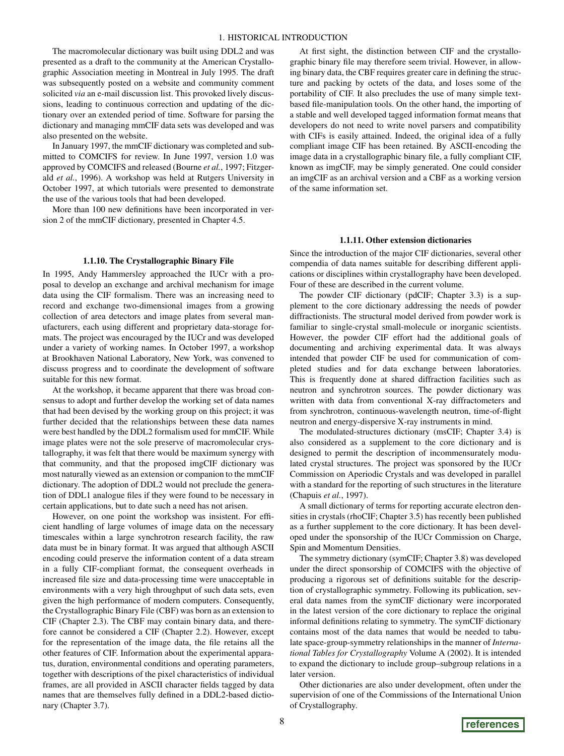The macromolecular dictionary was built using DDL2 and was presented as a draft to the community at the American Crystallographic Association meeting in Montreal in July 1995. The draft was subsequently posted on a website and community comment solicited *via* an e-mail discussion list. This provoked lively discussions, leading to continuous correction and updating of the dictionary over an extended period of time. Software for parsing the dictionary and managing mmCIF data sets was developed and was also presented on the website.

In January 1997, the mmCIF dictionary was completed and submitted to COMCIFS for review. In June 1997, version 1.0 was approved by COMCIFS and released (Bourne *et al.*, 1997; Fitzgerald *et al.*, 1996). A workshop was held at Rutgers University in October 1997, at which tutorials were presented to demonstrate the use of the various tools that had been developed.

More than 100 new definitions have been incorporated in version 2 of the mmCIF dictionary, presented in Chapter 4.5.

### 1.1.10. The Crystallographic Binary File

In 1995, Andy Hammersley approached the IUCr with a proposal to develop an exchange and archival mechanism for image data using the CIF formalism. There was an increasing need to record and exchange two-dimensional images from a growing collection of area detectors and image plates from several manufacturers, each using different and proprietary data-storage formats. The project was encouraged by the IUCr and was developed under a variety of working names. In October 1997, a workshop at Brookhaven National Laboratory, New York, was convened to discuss progress and to coordinate the development of software suitable for this new format.

At the workshop, it became apparent that there was broad consensus to adopt and further develop the working set of data names that had been devised by the working group on this project; it was further decided that the relationships between these data names were best handled by the DDL2 formalism used for mmCIF. While image plates were not the sole preserve of macromolecular crystallography, it was felt that there would be maximum synergy with that community, and that the proposed imgCIF dictionary was most naturally viewed as an extension or companion to the mmCIF dictionary. The adoption of DDL2 would not preclude the generation of DDL1 analogue files if they were found to be necessary in certain applications, but to date such a need has not arisen.

However, on one point the workshop was insistent. For efficient handling of large volumes of image data on the necessary timescales within a large synchrotron research facility, the raw data must be in binary format. It was argued that although ASCII encoding could preserve the information content of a data stream in a fully CIF-compliant format, the consequent overheads in increased file size and data-processing time were unacceptable in environments with a very high throughput of such data sets, even given the high performance of modern computers. Consequently, the Crystallographic Binary File (CBF) was born as an extension to CIF (Chapter 2.3). The CBF may contain binary data, and therefore cannot be considered a CIF (Chapter 2.2). However, except for the representation of the image data, the file retains all the other features of CIF. Information about the experimental apparatus, duration, environmental conditions and operating parameters, together with descriptions of the pixel characteristics of individual frames, are all provided in ASCII character fields tagged by data names that are themselves fully defined in a DDL2-based dictionary (Chapter 3.7).

At first sight, the distinction between CIF and the crystallographic binary file may therefore seem trivial. However, in allowing binary data, the CBF requires greater care in defining the structure and packing by octets of the data, and loses some of the portability of CIF. It also precludes the use of many simple text-based file-manipulation tools. On the other hand, the importing of a stable and well developed tagged information format means that developers do not need to write novel parsers and compatibility with CIFs is easily attained. Indeed, the original idea of a fully compliant image CIF has been retained. By ASCII-encoding the image data in a crystallographic binary file, a fully compliant CIF, known as imgCIF, may be simply generated. One could consider an imgCIF as an archival version and a CBF as a working version of the same information set.

### 1.1.11. Other extension dictionaries

Since the introduction of the major CIF dictionaries, several other compendia of data names suitable for describing different applications or disciplines within crystallography have been developed. Four of these are described in the current volume.

The powder CIF dictionary (pdCIF; Chapter 3.3) is a supplement to the core dictionary addressing the needs of powder diffractionists. The structural model derived from powder work is familiar to single-crystal small-molecule or inorganic scientists. However, the powder CIF effort had the additional goals of documenting and archiving experimental data. It was always intended that powder CIF be used for communication of completed studies and for data exchange between laboratories. This is frequently done at shared diffraction facilities such as neutron and synchrotron sources. The powder dictionary was written with data from conventional X-ray diffractometers and from synchrotron, continuous-wavelength neutron, time-of-flight neutron and energy-dispersive X-ray instruments in mind.

The modulated-structures dictionary (msCIF; Chapter 3.4) is also considered as a supplement to the core dictionary and is designed to permit the description of incommensurately modulated crystal structures. The project was sponsored by the IUCr Commission on Aperiodic Crystals and was developed in parallel with a standard for the reporting of such structures in the literature (Chapuis *et al.*, 1997).

A small dictionary of terms for reporting accurate electron densities in crystals (rhoCIF; Chapter 3.5) has recently been published as a further supplement to the core dictionary. It has been developed under the sponsorship of the IUCr Commission on Charge, Spin and Momentum Densities.

The symmetry dictionary (symCIF; Chapter 3.8) was developed under the direct sponsorship of COMCIFS with the objective of producing a rigorous set of definitions suitable for the description of crystallographic symmetry. Following its publication, several data names from the symCIF dictionary were incorporated in the latest version of the core dictionary to replace the original informal definitions relating to symmetry. The symCIF dictionary contains most of the data names that would be needed to tabulate space-group-symmetry relationships in the manner of *International Tables for Crystallography* Volume A (2002). It is intended to expand the dictionary to include group–subgroup relations in a later version.

Other dictionaries are also under development, often under the supervision of one of the Commissions of the International Union of Crystallography.